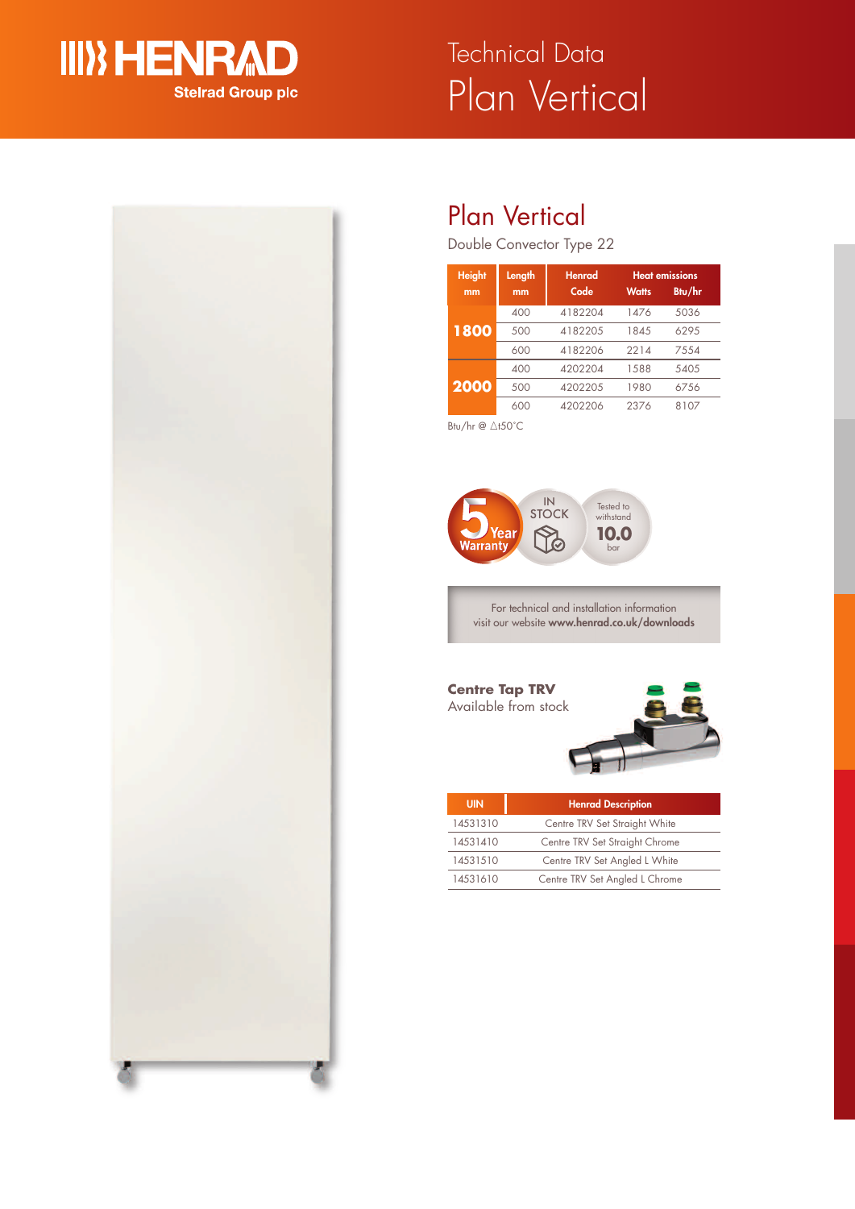HENRAD
Stelrad Group plc

# Technical Data
# Plan Vertical

## Plan Vertical

Double Convector Type 22

| Height mm | Length mm | Henrad Code | Heat emissions Watts | Heat emissions Btu/hr |
|---|---|---|---|---|
| **1800** | 400 | 4182204 | 1476 | 5036 |
| | 500 | 4182205 | 1845 | 6295 |
| | 600 | 4182206 | 2214 | 7554 |
| **2000** | 400 | 4202204 | 1588 | 5405 |
| | 500 | 4202205 | 1980 | 6756 |
| | 600 | 4202206 | 2376 | 8107 |

Btu/hr @ $\Delta t50°C$

5 Year Warranty

IN STOCK

Tested to withstand 10.0 bar

For technical and installation information visit our website **www.henrad.co.uk/downloads**

**Centre Tap TRV**
Available from stock

| UIN | Henrad Description |
|---|---|
| 14531310 | Centre TRV Set Straight White |
| 14531410 | Centre TRV Set Straight Chrome |
| 14531510 | Centre TRV Set Angled L White |
| 14531610 | Centre TRV Set Angled L Chrome |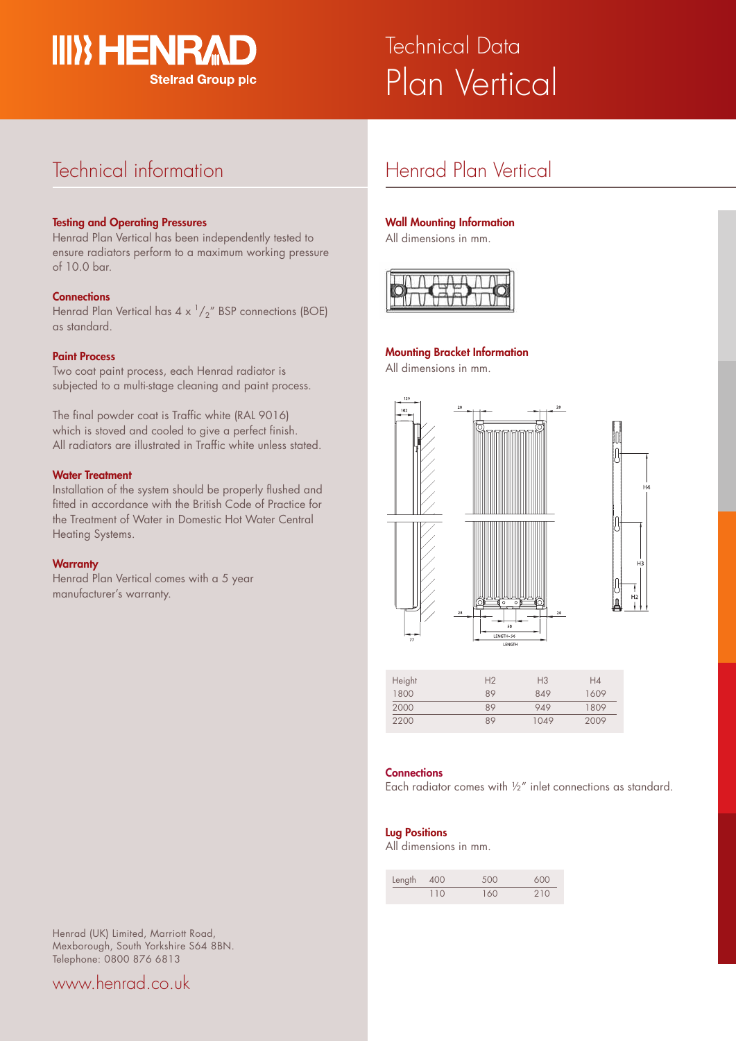# Technical Data
# Plan Vertical

## Technical information

**Testing and Operating Pressures**
Henrad Plan Vertical has been independently tested to ensure radiators perform to a maximum working pressure of 10.0 bar.

**Connections**
Henrad Plan Vertical has 4 x 1/2" BSP connections (BOE) as standard.

**Paint Process**
Two coat paint process, each Henrad radiator is subjected to a multi-stage cleaning and paint process.

The final powder coat is Traffic white (RAL 9016) which is stoved and cooled to give a perfect finish. All radiators are illustrated in Traffic white unless stated.

**Water Treatment**
Installation of the system should be properly flushed and fitted in accordance with the British Code of Practice for the Treatment of Water in Domestic Hot Water Central Heating Systems.

**Warranty**
Henrad Plan Vertical comes with a 5 year manufacturer's warranty.

## Henrad Plan Vertical

**Wall Mounting Information**
All dimensions in mm.

**Mounting Bracket Information**
All dimensions in mm.

129
102
77
28
28
28
28
50
LENGTH-56
LENGTH
H4
H3
H2

| Height | H2 | H3 | H4 |
|---|---|---|---|
| 1800 | 89 | 849 | 1609 |
| 2000 | 89 | 949 | 1809 |
| 2200 | 89 | 1049 | 2009 |

**Connections**
Each radiator comes with ½" inlet connections as standard.

**Lug Positions**
All dimensions in mm.

| Length | 400 | 500 | 600 |
|---|---|---|---|
| | 110 | 160 | 210 |

Henrad (UK) Limited, Marriott Road,
Mexborough, South Yorkshire S64 8BN.
Telephone: 0800 876 6813

www.henrad.co.uk